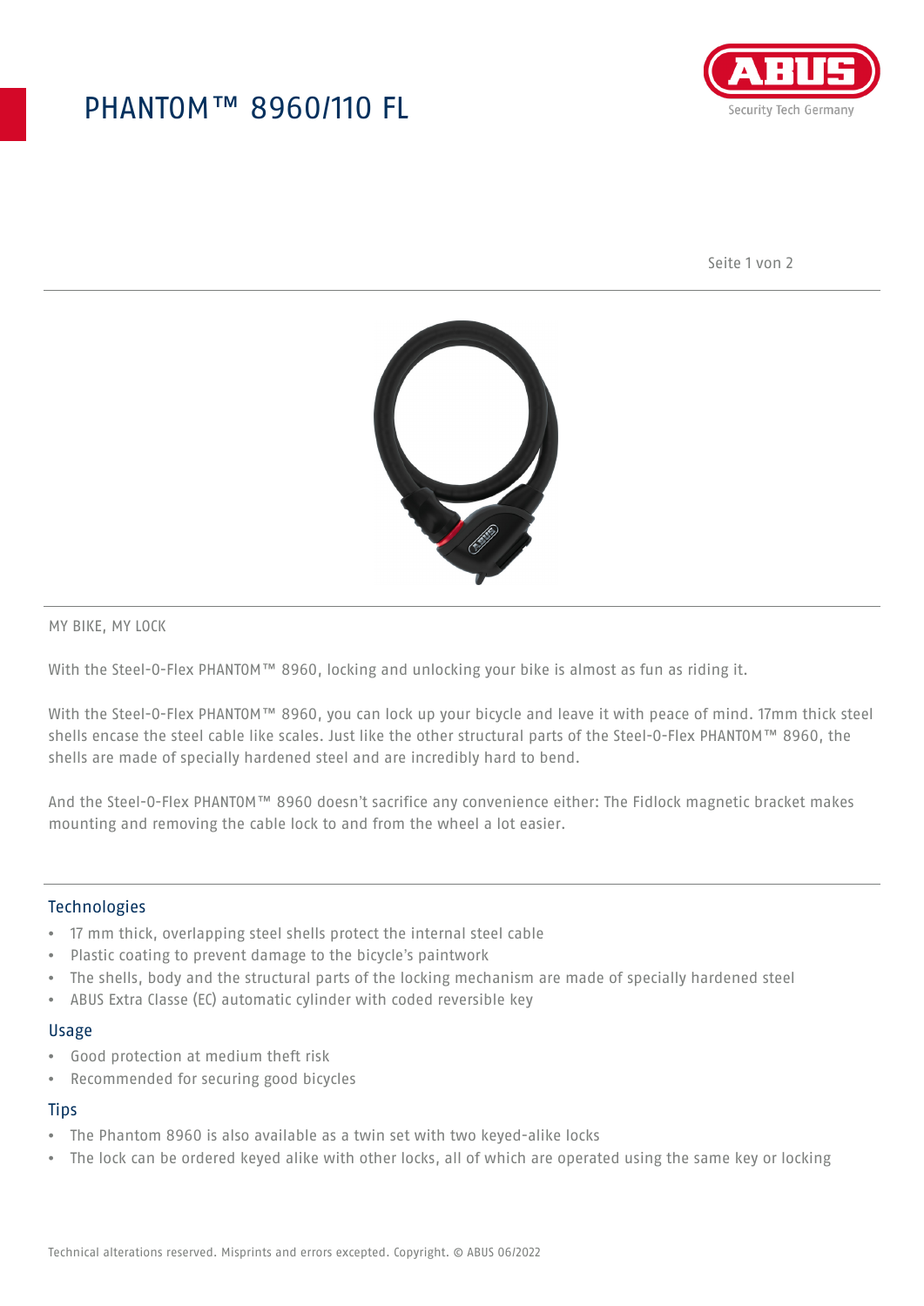# PHANTOM™ 8960/110 FL

MY BIKE, MY LOCK

With the Steel-O-Flex PHANTOM™ 8960, locking and unlocking your bike is almost as fun as riding it.

With the Steel-O-Flex PHANTOM™ 8960, you can lock up your bicycle and leave it with peace of mind. 17mm thick steel shells encase the steel cable like scales. Just like the other structural parts of the Steel-O-Flex PHANTOM™ 8960, the shells are made of specially hardened steel and are incredibly hard to bend.

And the Steel-O-Flex PHANTOM™ 8960 doesn't sacrifice any convenience either: The Fidlock magnetic bracket makes mounting and removing the cable lock to and from the wheel a lot easier.

## Technologies

- 17 mm thick, overlapping steel shells protect the internal steel cable
- Plastic coating to prevent damage to the bicycle's paintwork
- The shells, body and the structural parts of the locking mechanism are made of specially hardened steel
- ABUS Extra Classe (EC) automatic cylinder with coded reversible key

## Usage

- Good protection at medium theft risk
- Recommended for securing good bicycles

## Tips

- The Phantom 8960 is also available as a twin set with two keyed-alike locks
- The lock can be ordered keyed alike with other locks, all of which are operated using the same key or locking

Technical alterations reserved. Misprints and errors excepted. Copyright. © ABUS 06/2022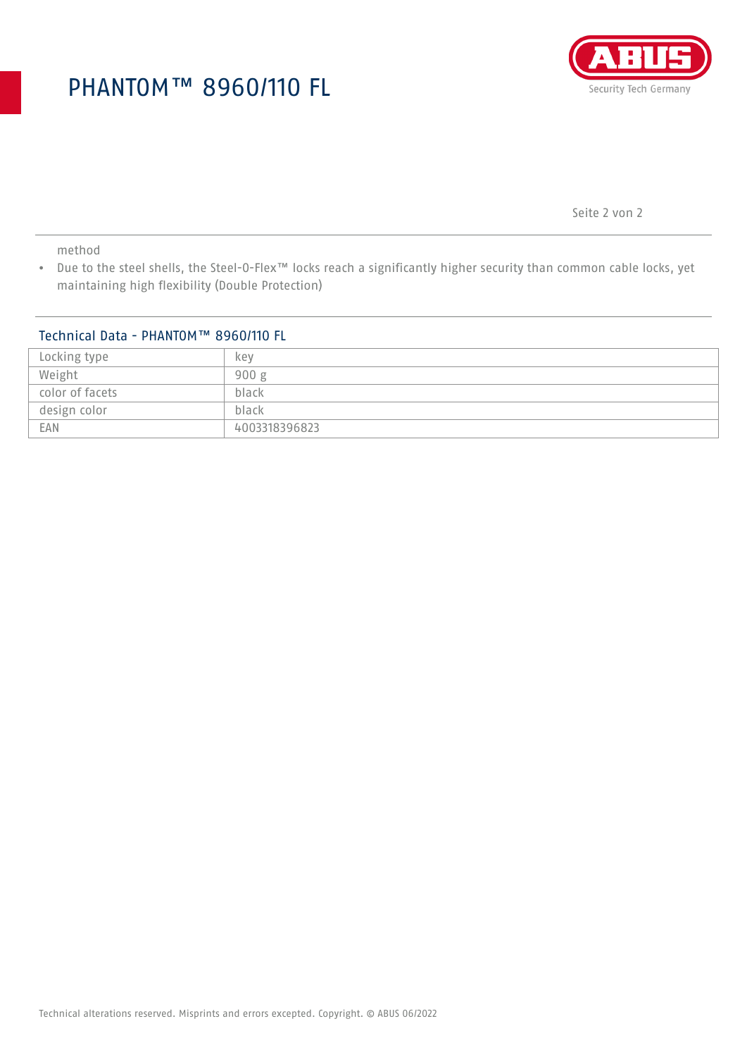method

- Due to the steel shells, the Steel-O-Flex™ locks reach a significantly higher security than common cable locks, yet maintaining high flexibility (Double Protection)

## Technical Data - PHANTOM™ 8960/110 FL

| | |
|---|---|
| Locking type | key |
| Weight | 900 g |
| color of facets | black |
| design color | black |
| EAN | 4003318396823 |

Technical alterations reserved. Misprints and errors excepted. Copyright. © ABUS 06/2022